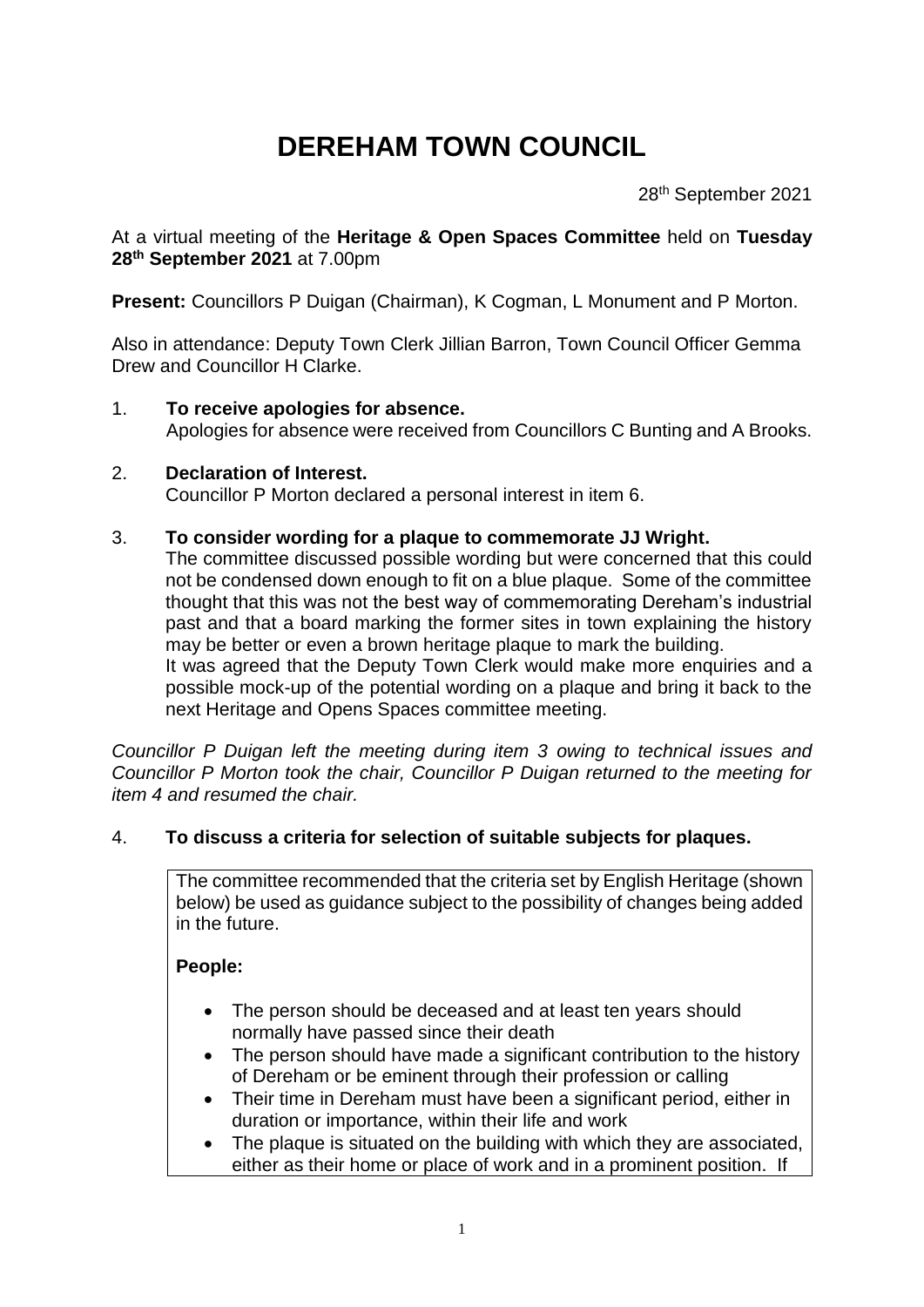# DEREHAM TOWN COUNCIL

28th September 2021

At a virtual meeting of the **Heritage & Open Spaces Committee** held on **Tuesday 28th September 2021** at 7.00pm

**Present:** Councillors P Duigan (Chairman), K Cogman, L Monument and P Morton.

Also in attendance: Deputy Town Clerk Jillian Barron, Town Council Officer Gemma Drew and Councillor H Clarke.

1. **To receive apologies for absence.**
   Apologies for absence were received from Councillors C Bunting and A Brooks.

2. **Declaration of Interest.**
   Councillor P Morton declared a personal interest in item 6.

3. **To consider wording for a plaque to commemorate JJ Wright.**
   The committee discussed possible wording but were concerned that this could not be condensed down enough to fit on a blue plaque. Some of the committee thought that this was not the best way of commemorating Dereham's industrial past and that a board marking the former sites in town explaining the history may be better or even a brown heritage plaque to mark the building.
   It was agreed that the Deputy Town Clerk would make more enquiries and a possible mock-up of the potential wording on a plaque and bring it back to the next Heritage and Opens Spaces committee meeting.

*Councillor P Duigan left the meeting during item 3 owing to technical issues and Councillor P Morton took the chair, Councillor P Duigan returned to the meeting for item 4 and resumed the chair.*

4. **To discuss a criteria for selection of suitable subjects for plaques.**

   The committee recommended that the criteria set by English Heritage (shown below) be used as guidance subject to the possibility of changes being added in the future.

   **People:**

   - The person should be deceased and at least ten years should normally have passed since their death
   - The person should have made a significant contribution to the history of Dereham or be eminent through their profession or calling
   - Their time in Dereham must have been a significant period, either in duration or importance, within their life and work
   - The plaque is situated on the building with which they are associated, either as their home or place of work and in a prominent position. If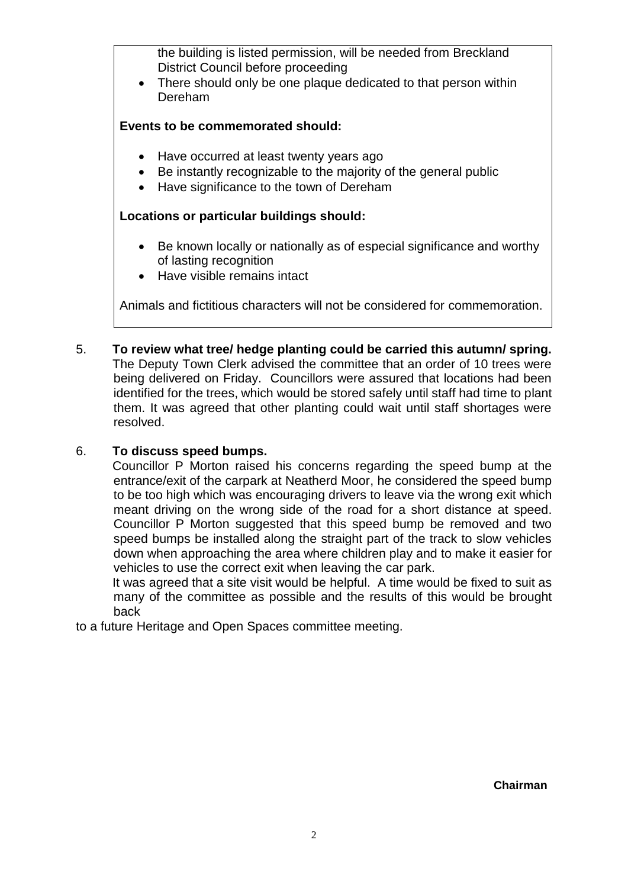the building is listed permission, will be needed from Breckland District Council before proceeding

- There should only be one plaque dedicated to that person within Dereham

**Events to be commemorated should:**

- Have occurred at least twenty years ago
- Be instantly recognizable to the majority of the general public
- Have significance to the town of Dereham

**Locations or particular buildings should:**

- Be known locally or nationally as of especial significance and worthy of lasting recognition
- Have visible remains intact

Animals and fictitious characters will not be considered for commemoration.

5. **To review what tree/ hedge planting could be carried this autumn/ spring.**
   The Deputy Town Clerk advised the committee that an order of 10 trees were being delivered on Friday. Councillors were assured that locations had been identified for the trees, which would be stored safely until staff had time to plant them. It was agreed that other planting could wait until staff shortages were resolved.

6. **To discuss speed bumps.**
   Councillor P Morton raised his concerns regarding the speed bump at the entrance/exit of the carpark at Neatherd Moor, he considered the speed bump to be too high which was encouraging drivers to leave via the wrong exit which meant driving on the wrong side of the road for a short distance at speed. Councillor P Morton suggested that this speed bump be removed and two speed bumps be installed along the straight part of the track to slow vehicles down when approaching the area where children play and to make it easier for vehicles to use the correct exit when leaving the car park.
   It was agreed that a site visit would be helpful. A time would be fixed to suit as many of the committee as possible and the results of this would be brought back

to a future Heritage and Open Spaces committee meeting.

**Chairman**